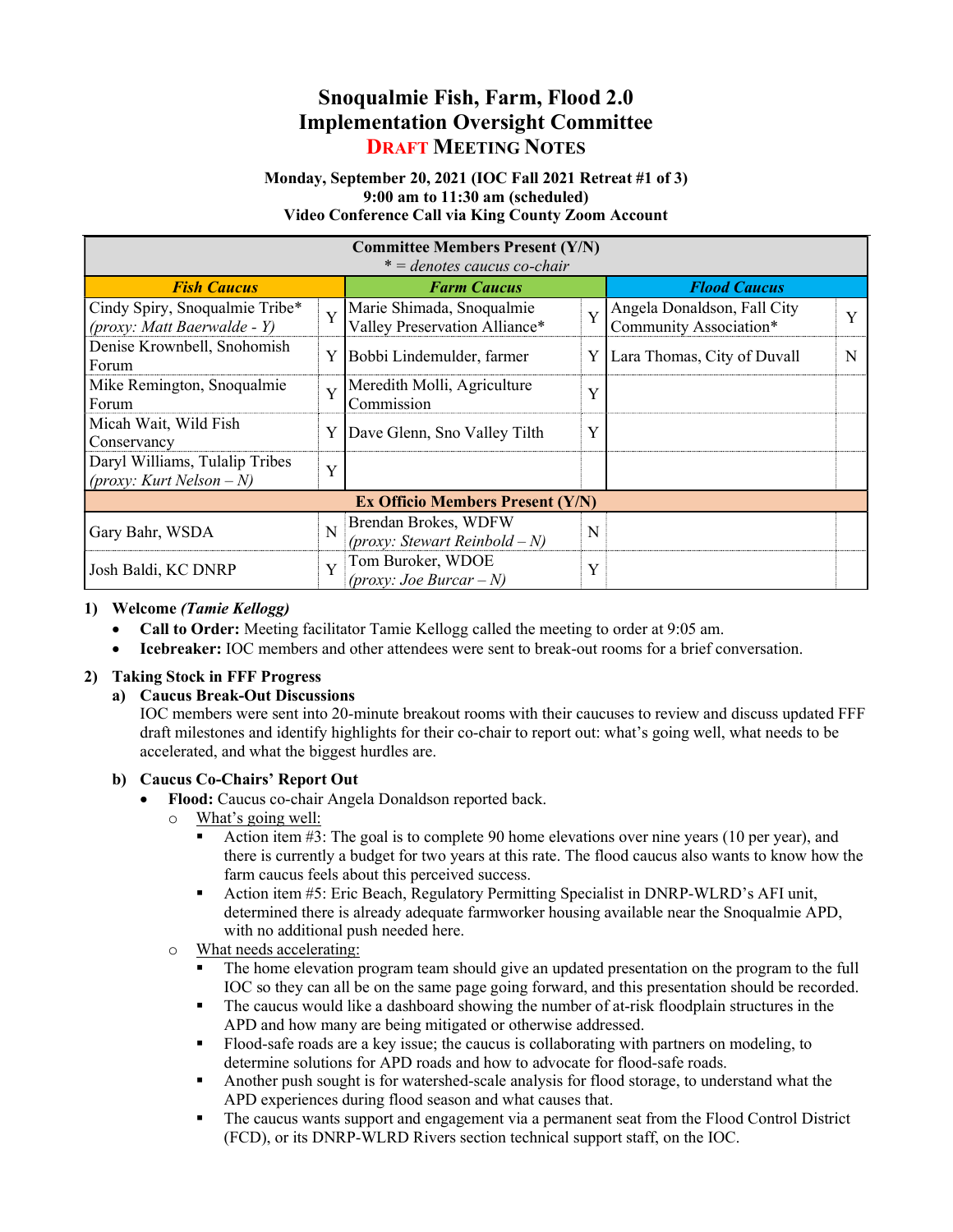# Snoqualmie Fish, Farm, Flood 2.0
# Implementation Oversight Committee
## DRAFT MEETING NOTES

**Monday, September 20, 2021 (IOC Fall 2021 Retreat #1 of 3)**
**9:00 am to 11:30 am (scheduled)**
**Video Conference Call via King County Zoom Account**

| **Committee Members Present (Y/N)** *\* = denotes caucus co-chair* | | | | | |
|---|---|---|---|---|---|
| ***Fish Caucus*** | | ***Farm Caucus*** | | ***Flood Caucus*** | |
| Cindy Spiry, Snoqualmie Tribe* *(proxy: Matt Baerwalde - Y)* | Y | Marie Shimada, Snoqualmie Valley Preservation Alliance* | Y | Angela Donaldson, Fall City Community Association* | Y |
| Denise Krownbell, Snohomish Forum | Y | Bobbi Lindemulder, farmer | Y | Lara Thomas, City of Duvall | N |
| Mike Remington, Snoqualmie Forum | Y | Meredith Molli, Agriculture Commission | Y | | |
| Micah Wait, Wild Fish Conservancy | Y | Dave Glenn, Sno Valley Tilth | Y | | |
| Daryl Williams, Tulalip Tribes *(proxy: Kurt Nelson – N)* | Y | | | | |
| **Ex Officio Members Present (Y/N)** | | | | | |
| Gary Bahr, WSDA | N | Brendan Brokes, WDFW *(proxy: Stewart Reinbold – N)* | N | | |
| Josh Baldi, KC DNRP | Y | Tom Buroker, WDOE *(proxy: Joe Burcar – N)* | Y | | |

1) **Welcome *(Tamie Kellogg)***
   - **Call to Order:** Meeting facilitator Tamie Kellogg called the meeting to order at 9:05 am.
   - **Icebreaker:** IOC members and other attendees were sent to break-out rooms for a brief conversation.

2) **Taking Stock in FFF Progress**
   a) **Caucus Break-Out Discussions**
   IOC members were sent into 20-minute breakout rooms with their caucuses to review and discuss updated FFF draft milestones and identify highlights for their co-chair to report out: what's going well, what needs to be accelerated, and what the biggest hurdles are.

   b) **Caucus Co-Chairs' Report Out**
   - **Flood:** Caucus co-chair Angela Donaldson reported back.
     - What's going well:
       - Action item #3: The goal is to complete 90 home elevations over nine years (10 per year), and there is currently a budget for two years at this rate. The flood caucus also wants to know how the farm caucus feels about this perceived success.
       - Action item #5: Eric Beach, Regulatory Permitting Specialist in DNRP-WLRD's AFI unit, determined there is already adequate farmworker housing available near the Snoqualmie APD, with no additional push needed here.
     - What needs accelerating:
       - The home elevation program team should give an updated presentation on the program to the full IOC so they can all be on the same page going forward, and this presentation should be recorded.
       - The caucus would like a dashboard showing the number of at-risk floodplain structures in the APD and how many are being mitigated or otherwise addressed.
       - Flood-safe roads are a key issue; the caucus is collaborating with partners on modeling, to determine solutions for APD roads and how to advocate for flood-safe roads.
       - Another push sought is for watershed-scale analysis for flood storage, to understand what the APD experiences during flood season and what causes that.
       - The caucus wants support and engagement via a permanent seat from the Flood Control District (FCD), or its DNRP-WLRD Rivers section technical support staff, on the IOC.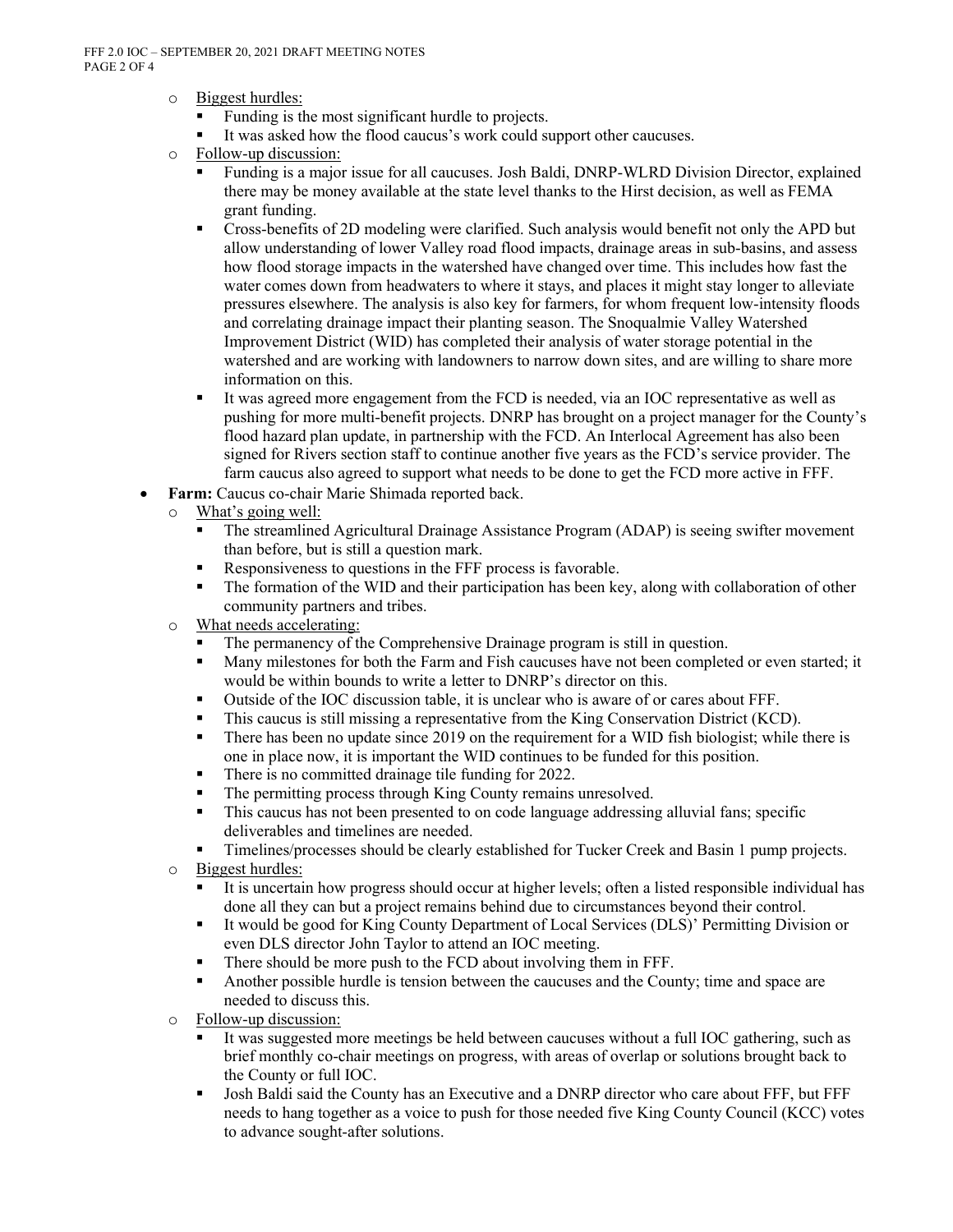- Biggest hurdles:
  - Funding is the most significant hurdle to projects.
  - It was asked how the flood caucus's work could support other caucuses.
- Follow-up discussion:
  - Funding is a major issue for all caucuses. Josh Baldi, DNRP-WLRD Division Director, explained there may be money available at the state level thanks to the Hirst decision, as well as FEMA grant funding.
  - Cross-benefits of 2D modeling were clarified. Such analysis would benefit not only the APD but allow understanding of lower Valley road flood impacts, drainage areas in sub-basins, and assess how flood storage impacts in the watershed have changed over time. This includes how fast the water comes down from headwaters to where it stays, and places it might stay longer to alleviate pressures elsewhere. The analysis is also key for farmers, for whom frequent low-intensity floods and correlating drainage impact their planting season. The Snoqualmie Valley Watershed Improvement District (WID) has completed their analysis of water storage potential in the watershed and are working with landowners to narrow down sites, and are willing to share more information on this.
  - It was agreed more engagement from the FCD is needed, via an IOC representative as well as pushing for more multi-benefit projects. DNRP has brought on a project manager for the County's flood hazard plan update, in partnership with the FCD. An Interlocal Agreement has also been signed for Rivers section staff to continue another five years as the FCD's service provider. The farm caucus also agreed to support what needs to be done to get the FCD more active in FFF.

- **Farm:** Caucus co-chair Marie Shimada reported back.
  - What's going well:
    - The streamlined Agricultural Drainage Assistance Program (ADAP) is seeing swifter movement than before, but is still a question mark.
    - Responsiveness to questions in the FFF process is favorable.
    - The formation of the WID and their participation has been key, along with collaboration of other community partners and tribes.
  - What needs accelerating:
    - The permanency of the Comprehensive Drainage program is still in question.
    - Many milestones for both the Farm and Fish caucuses have not been completed or even started; it would be within bounds to write a letter to DNRP's director on this.
    - Outside of the IOC discussion table, it is unclear who is aware of or cares about FFF.
    - This caucus is still missing a representative from the King Conservation District (KCD).
    - There has been no update since 2019 on the requirement for a WID fish biologist; while there is one in place now, it is important the WID continues to be funded for this position.
    - There is no committed drainage tile funding for 2022.
    - The permitting process through King County remains unresolved.
    - This caucus has not been presented to on code language addressing alluvial fans; specific deliverables and timelines are needed.
    - Timelines/processes should be clearly established for Tucker Creek and Basin 1 pump projects.
  - Biggest hurdles:
    - It is uncertain how progress should occur at higher levels; often a listed responsible individual has done all they can but a project remains behind due to circumstances beyond their control.
    - It would be good for King County Department of Local Services (DLS)' Permitting Division or even DLS director John Taylor to attend an IOC meeting.
    - There should be more push to the FCD about involving them in FFF.
    - Another possible hurdle is tension between the caucuses and the County; time and space are needed to discuss this.
  - Follow-up discussion:
    - It was suggested more meetings be held between caucuses without a full IOC gathering, such as brief monthly co-chair meetings on progress, with areas of overlap or solutions brought back to the County or full IOC.
    - Josh Baldi said the County has an Executive and a DNRP director who care about FFF, but FFF needs to hang together as a voice to push for those needed five King County Council (KCC) votes to advance sought-after solutions.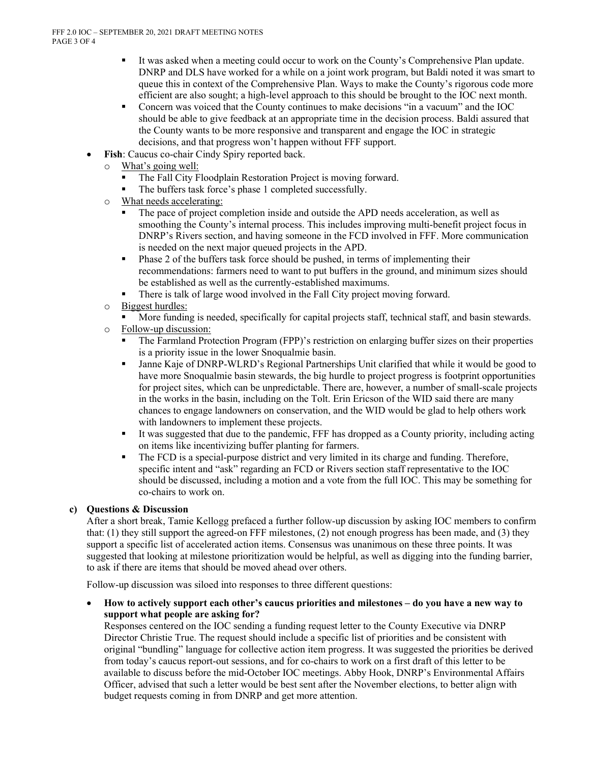- It was asked when a meeting could occur to work on the County's Comprehensive Plan update. DNRP and DLS have worked for a while on a joint work program, but Baldi noted it was smart to queue this in context of the Comprehensive Plan. Ways to make the County's rigorous code more efficient are also sought; a high-level approach to this should be brought to the IOC next month.
  - Concern was voiced that the County continues to make decisions "in a vacuum" and the IOC should be able to give feedback at an appropriate time in the decision process. Baldi assured that the County wants to be more responsive and transparent and engage the IOC in strategic decisions, and that progress won't happen without FFF support.

- **Fish**: Caucus co-chair Cindy Spiry reported back.
  - What's going well:
    - The Fall City Floodplain Restoration Project is moving forward.
    - The buffers task force's phase 1 completed successfully.
  - What needs accelerating:
    - The pace of project completion inside and outside the APD needs acceleration, as well as smoothing the County's internal process. This includes improving multi-benefit project focus in DNRP's Rivers section, and having someone in the FCD involved in FFF. More communication is needed on the next major queued projects in the APD.
    - Phase 2 of the buffers task force should be pushed, in terms of implementing their recommendations: farmers need to want to put buffers in the ground, and minimum sizes should be established as well as the currently-established maximums.
    - There is talk of large wood involved in the Fall City project moving forward.
  - Biggest hurdles:
    - More funding is needed, specifically for capital projects staff, technical staff, and basin stewards.
  - Follow-up discussion:
    - The Farmland Protection Program (FPP)'s restriction on enlarging buffer sizes on their properties is a priority issue in the lower Snoqualmie basin.
    - Janne Kaje of DNRP-WLRD's Regional Partnerships Unit clarified that while it would be good to have more Snoqualmie basin stewards, the big hurdle to project progress is footprint opportunities for project sites, which can be unpredictable. There are, however, a number of small-scale projects in the works in the basin, including on the Tolt. Erin Ericson of the WID said there are many chances to engage landowners on conservation, and the WID would be glad to help others work with landowners to implement these projects.
    - It was suggested that due to the pandemic, FFF has dropped as a County priority, including acting on items like incentivizing buffer planting for farmers.
    - The FCD is a special-purpose district and very limited in its charge and funding. Therefore, specific intent and "ask" regarding an FCD or Rivers section staff representative to the IOC should be discussed, including a motion and a vote from the full IOC. This may be something for co-chairs to work on.

**c) Questions & Discussion**

After a short break, Tamie Kellogg prefaced a further follow-up discussion by asking IOC members to confirm that: (1) they still support the agreed-on FFF milestones, (2) not enough progress has been made, and (3) they support a specific list of accelerated action items. Consensus was unanimous on these three points. It was suggested that looking at milestone prioritization would be helpful, as well as digging into the funding barrier, to ask if there are items that should be moved ahead over others.

Follow-up discussion was siloed into responses to three different questions:

- **How to actively support each other's caucus priorities and milestones – do you have a new way to support what people are asking for?**

  Responses centered on the IOC sending a funding request letter to the County Executive via DNRP Director Christie True. The request should include a specific list of priorities and be consistent with original "bundling" language for collective action item progress. It was suggested the priorities be derived from today's caucus report-out sessions, and for co-chairs to work on a first draft of this letter to be available to discuss before the mid-October IOC meetings. Abby Hook, DNRP's Environmental Affairs Officer, advised that such a letter would be best sent after the November elections, to better align with budget requests coming in from DNRP and get more attention.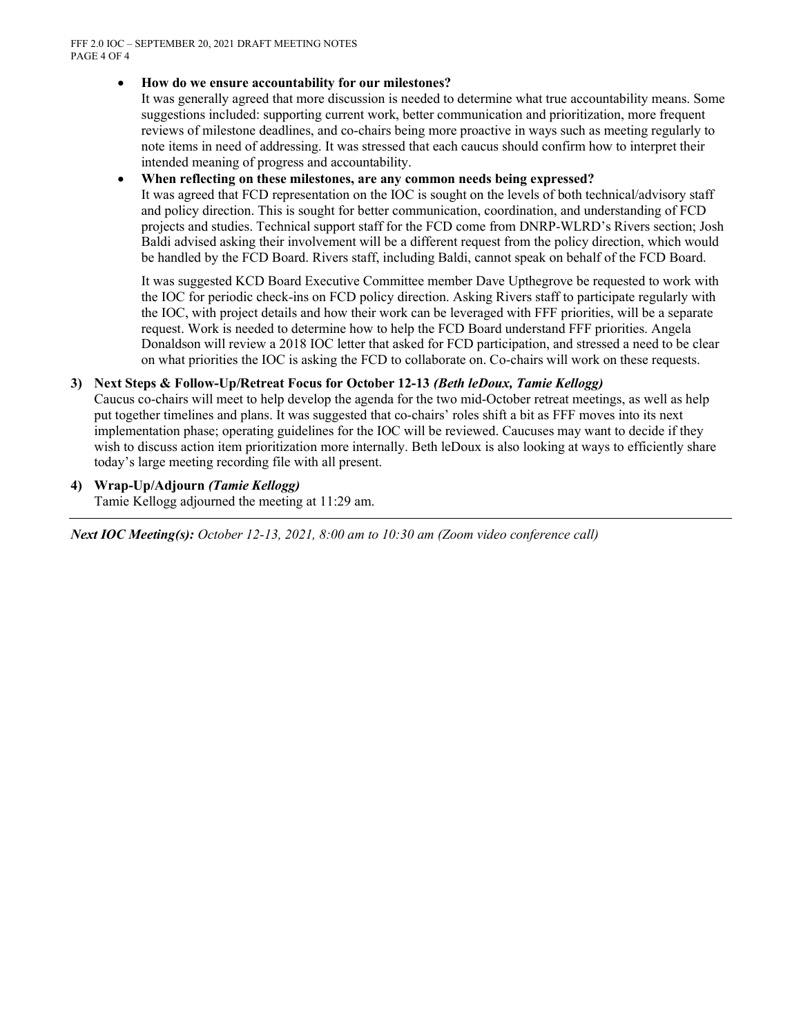- **How do we ensure accountability for our milestones?**
  It was generally agreed that more discussion is needed to determine what true accountability means. Some suggestions included: supporting current work, better communication and prioritization, more frequent reviews of milestone deadlines, and co-chairs being more proactive in ways such as meeting regularly to note items in need of addressing. It was stressed that each caucus should confirm how to interpret their intended meaning of progress and accountability.

- **When reflecting on these milestones, are any common needs being expressed?**
  It was agreed that FCD representation on the IOC is sought on the levels of both technical/advisory staff and policy direction. This is sought for better communication, coordination, and understanding of FCD projects and studies. Technical support staff for the FCD come from DNRP-WLRD's Rivers section; Josh Baldi advised asking their involvement will be a different request from the policy direction, which would be handled by the FCD Board. Rivers staff, including Baldi, cannot speak on behalf of the FCD Board.

  It was suggested KCD Board Executive Committee member Dave Upthegrove be requested to work with the IOC for periodic check-ins on FCD policy direction. Asking Rivers staff to participate regularly with the IOC, with project details and how their work can be leveraged with FFF priorities, will be a separate request. Work is needed to determine how to help the FCD Board understand FFF priorities. Angela Donaldson will review a 2018 IOC letter that asked for FCD participation, and stressed a need to be clear on what priorities the IOC is asking the FCD to collaborate on. Co-chairs will work on these requests.

**3) Next Steps & Follow-Up/Retreat Focus for October 12-13** ***(Beth leDoux, Tamie Kellogg)***

Caucus co-chairs will meet to help develop the agenda for the two mid-October retreat meetings, as well as help put together timelines and plans. It was suggested that co-chairs' roles shift a bit as FFF moves into its next implementation phase; operating guidelines for the IOC will be reviewed. Caucuses may want to decide if they wish to discuss action item prioritization more internally. Beth leDoux is also looking at ways to efficiently share today's large meeting recording file with all present.

**4) Wrap-Up/Adjourn** ***(Tamie Kellogg)***

Tamie Kellogg adjourned the meeting at 11:29 am.

---

***Next IOC Meeting(s):*** *October 12-13, 2021, 8:00 am to 10:30 am (Zoom video conference call)*